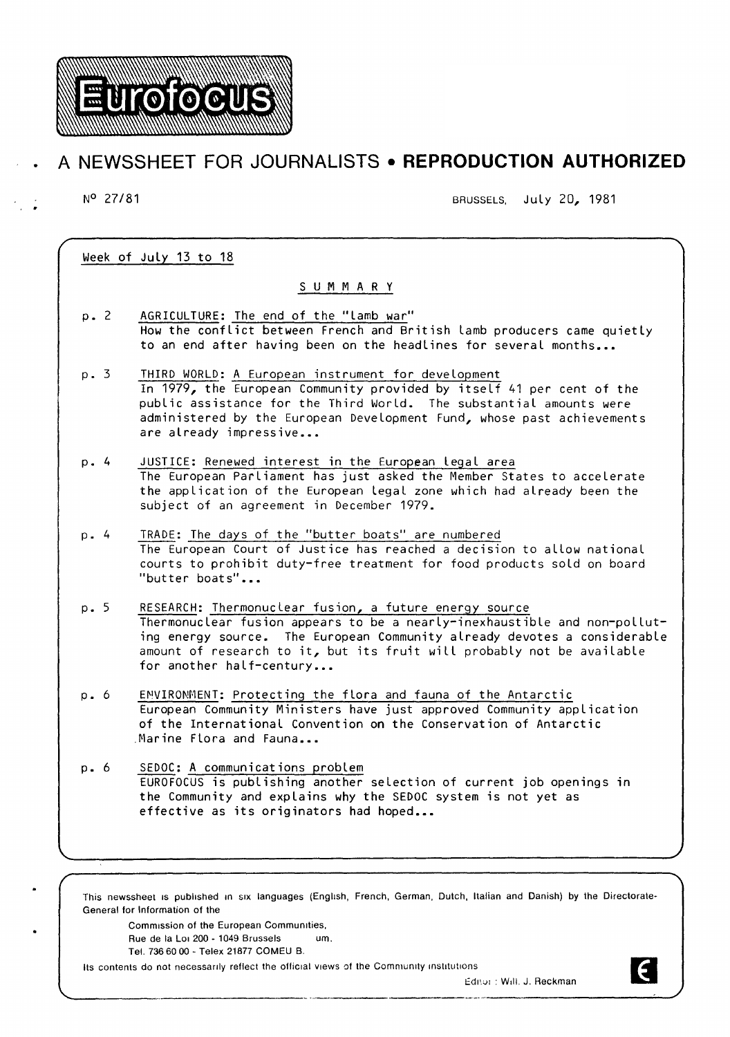# Eurofocus

## A NEWSSHEET FOR JOURNALISTS • **REPRODUCTION AUTHORIZED**

N° 27/81 BRUSSELS, July 20, 1981

Week of July 13 to 18

### SUMMARY

p. 2 AGRICULTURE: The end of the "lamb war"
How the conflict between French and British lamb producers came quietly to an end after having been on the headlines for several months...

p. 3 THIRD WORLD: A European instrument for development
In 1979, the European Community provided by itself 41 per cent of the public assistance for the Third World. The substantial amounts were administered by the European Development Fund, whose past achievements are already impressive...

p. 4 JUSTICE: Renewed interest in the European legal area
The European Parliament has just asked the Member States to accelerate the application of the European legal zone which had already been the subject of an agreement in December 1979.

p. 4 TRADE: The days of the "butter boats" are numbered
The European Court of Justice has reached a decision to allow national courts to prohibit duty-free treatment for food products sold on board "butter boats"...

p. 5 RESEARCH: Thermonuclear fusion, a future energy source
Thermonuclear fusion appears to be a nearly-inexhaustible and non-polluting energy source. The European Community already devotes a considerable amount of research to it, but its fruit will probably not be available for another half-century...

p. 6 ENVIRONMENT: Protecting the flora and fauna of the Antarctic
European Community Ministers have just approved Community application of the International Convention on the Conservation of Antarctic Marine Flora and Fauna...

p. 6 SEDOC: A communications problem
EUROFOCUS is publishing another selection of current job openings in the Community and explains why the SEDOC system is not yet as effective as its originators had hoped...

This newssheet is published in six languages (English, French, German, Dutch, Italian and Danish) by the Directorate-General for Information of the

Commission of the European Communities,
Rue de la Loi 200 - 1049 Brussels um.
Tel. 736 60 00 - Telex 21877 COMEU B.

Its contents do not necessarily reflect the official views of the Community institutions

Editor : Will. J. Reckman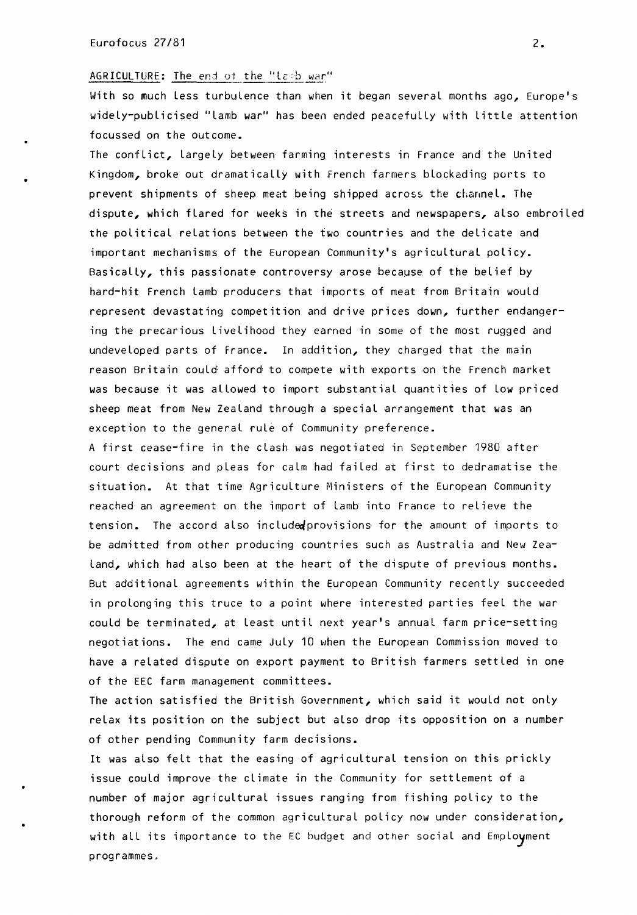## AGRICULTURE: The end of the "lamb war"

With so much less turbulence than when it began several months ago, Europe's widely-publicised "lamb war" has been ended peacefully with little attention focussed on the outcome.

The conflict, largely between farming interests in France and the United Kingdom, broke out dramatically with French farmers blockading ports to prevent shipments of sheep meat being shipped across the channel. The dispute, which flared for weeks in the streets and newspapers, also embroiled the political relations between the two countries and the delicate and important mechanisms of the European Community's agricultural policy.

Basically, this passionate controversy arose because of the belief by hard-hit French lamb producers that imports of meat from Britain would represent devastating competition and drive prices down, further endangering the precarious livelihood they earned in some of the most rugged and undeveloped parts of France. In addition, they charged that the main reason Britain could afford to compete with exports on the French market was because it was allowed to import substantial quantities of low priced sheep meat from New Zealand through a special arrangement that was an exception to the general rule of Community preference.

A first cease-fire in the clash was negotiated in September 1980 after court decisions and pleas for calm had failed at first to dedramatise the situation. At that time Agriculture Ministers of the European Community reached an agreement on the import of lamb into France to relieve the tension. The accord also included provisions for the amount of imports to be admitted from other producing countries such as Australia and New Zealand, which had also been at the heart of the dispute of previous months. But additional agreements within the European Community recently succeeded in prolonging this truce to a point where interested parties feel the war could be terminated, at least until next year's annual farm price-setting negotiations. The end came July 10 when the European Commission moved to have a related dispute on export payment to British farmers settled in one of the EEC farm management committees.

The action satisfied the British Government, which said it would not only relax its position on the subject but also drop its opposition on a number of other pending Community farm decisions.

It was also felt that the easing of agricultural tension on this prickly issue could improve the climate in the Community for settlement of a number of major agricultural issues ranging from fishing policy to the thorough reform of the common agricultural policy now under consideration, with all its importance to the EC budget and other social and Employment programmes.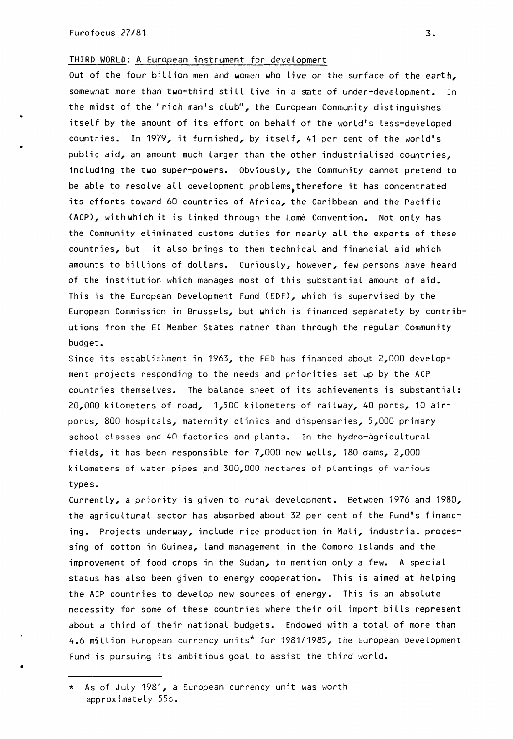## THIRD WORLD: A European instrument for development

Out of the four billion men and women who live on the surface of the earth, somewhat more than two-third still live in a state of under-development. In the midst of the "rich man's club", the European Community distinguishes itself by the amount of its effort on behalf of the world's less-developed countries. In 1979, it furnished, by itself, 41 per cent of the world's public aid, an amount much larger than the other industrialised countries, including the two super-powers. Obviously, the Community cannot pretend to be able to resolve all development problems, therefore it has concentrated its efforts toward 60 countries of Africa, the Caribbean and the Pacific (ACP), with which it is linked through the Lomé Convention. Not only has the Community eliminated customs duties for nearly all the exports of these countries, but it also brings to them technical and financial aid which amounts to billions of dollars. Curiously, however, few persons have heard of the institution which manages most of this substantial amount of aid. This is the European Development Fund (EDF), which is supervised by the European Commission in Brussels, but which is financed separately by contributions from the EC Member States rather than through the regular Community budget.

Since its establishment in 1963, the FED has financed about 2,000 development projects responding to the needs and priorities set up by the ACP countries themselves. The balance sheet of its achievements is substantial: 20,000 kilometers of road, 1,500 kilometers of railway, 40 ports, 10 airports, 800 hospitals, maternity clinics and dispensaries, 5,000 primary school classes and 40 factories and plants. In the hydro-agricultural fields, it has been responsible for 7,000 new wells, 180 dams, 2,000 kilometers of water pipes and 300,000 hectares of plantings of various types.

Currently, a priority is given to rural development. Between 1976 and 1980, the agricultural sector has absorbed about 32 per cent of the Fund's financing. Projects underway, include rice production in Mali, industrial processing of cotton in Guinea, land management in the Comoro Islands and the improvement of food crops in the Sudan, to mention only a few. A special status has also been given to energy cooperation. This is aimed at helping the ACP countries to develop new sources of energy. This is an absolute necessity for some of these countries where their oil import bills represent about a third of their national budgets. Endowed with a total of more than 4.6 million European currency units* for 1981/1985, the European Development Fund is pursuing its ambitious goal to assist the third world.

---

\* As of July 1981, a European currency unit was worth approximately 55p.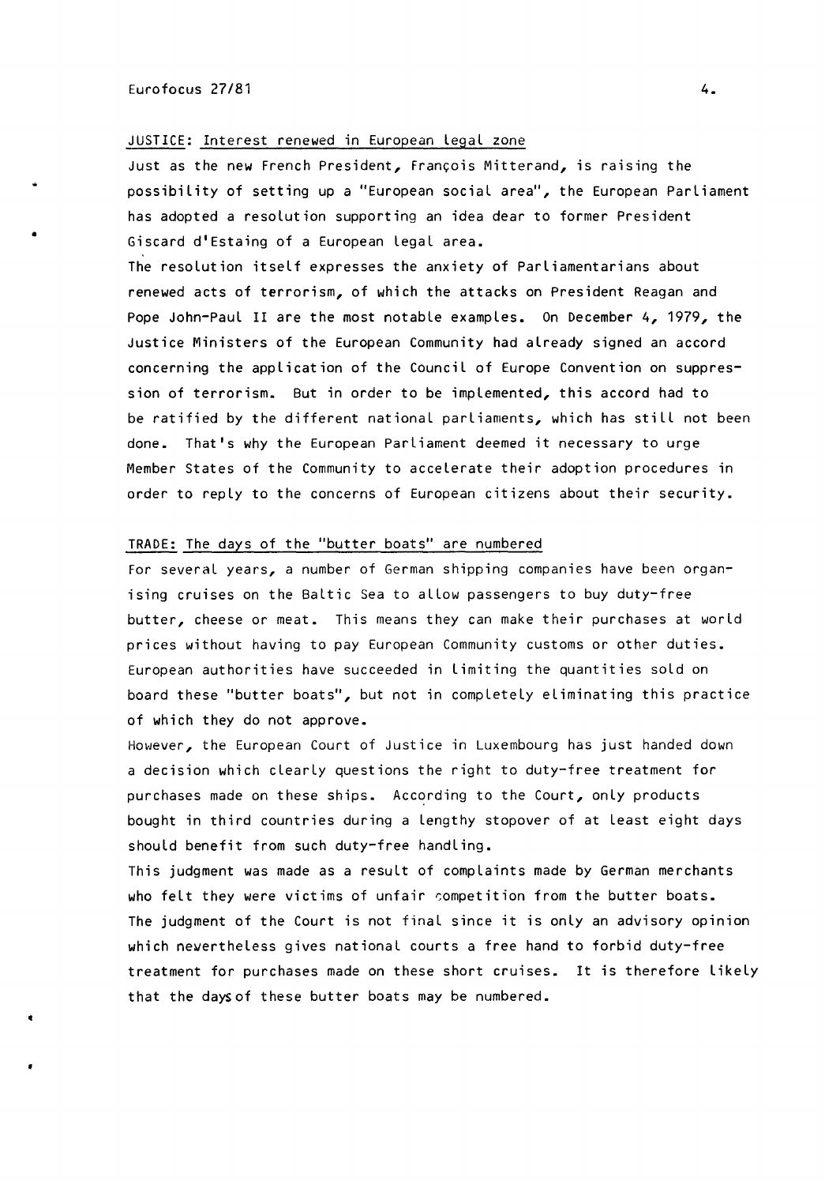## JUSTICE: Interest renewed in European legal zone

Just as the new French President, François Mitterand, is raising the possibility of setting up a "European social area", the European Parliament has adopted a resolution supporting an idea dear to former President Giscard d'Estaing of a European legal area.

The resolution itself expresses the anxiety of Parliamentarians about renewed acts of terrorism, of which the attacks on President Reagan and Pope John-Paul II are the most notable examples. On December 4, 1979, the Justice Ministers of the European Community had already signed an accord concerning the application of the Council of Europe Convention on suppression of terrorism. But in order to be implemented, this accord had to be ratified by the different national parliaments, which has still not been done. That's why the European Parliament deemed it necessary to urge Member States of the Community to accelerate their adoption procedures in order to reply to the concerns of European citizens about their security.

## TRADE: The days of the "butter boats" are numbered

For several years, a number of German shipping companies have been organising cruises on the Baltic Sea to allow passengers to buy duty-free butter, cheese or meat. This means they can make their purchases at world prices without having to pay European Community customs or other duties. European authorities have succeeded in limiting the quantities sold on board these "butter boats", but not in completely eliminating this practice of which they do not approve.

However, the European Court of Justice in Luxembourg has just handed down a decision which clearly questions the right to duty-free treatment for purchases made on these ships. According to the Court, only products bought in third countries during a lengthy stopover of at least eight days should benefit from such duty-free handling.

This judgment was made as a result of complaints made by German merchants who felt they were victims of unfair competition from the butter boats. The judgment of the Court is not final since it is only an advisory opinion which nevertheless gives national courts a free hand to forbid duty-free treatment for purchases made on these short cruises. It is therefore likely that the days of these butter boats may be numbered.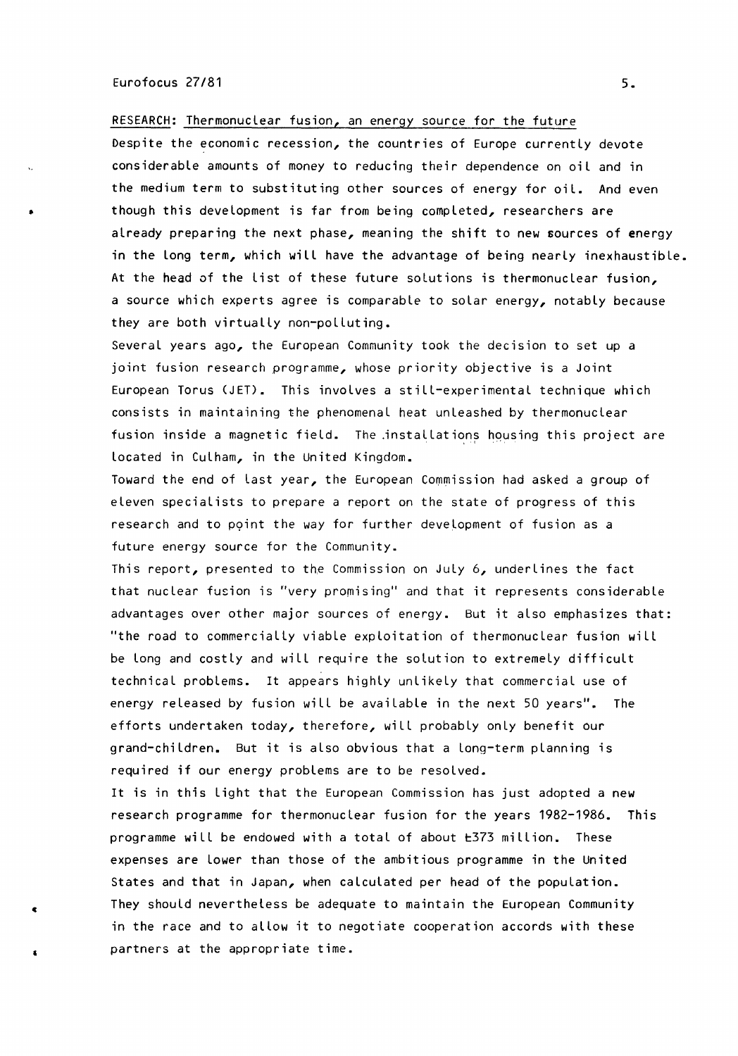## RESEARCH: Thermonuclear fusion, an energy source for the future

Despite the economic recession, the countries of Europe currently devote considerable amounts of money to reducing their dependence on oil and in the medium term to substituting other sources of energy for oil. And even though this development is far from being completed, researchers are already preparing the next phase, meaning the shift to new sources of energy in the long term, which will have the advantage of being nearly inexhaustible. At the head of the list of these future solutions is thermonuclear fusion, a source which experts agree is comparable to solar energy, notably because they are both virtually non-polluting.

Several years ago, the European Community took the decision to set up a joint fusion research programme, whose priority objective is a Joint European Torus (JET). This involves a still-experimental technique which consists in maintaining the phenomenal heat unleashed by thermonuclear fusion inside a magnetic field. The installations housing this project are located in Culham, in the United Kingdom.

Toward the end of last year, the European Commission had asked a group of eleven specialists to prepare a report on the state of progress of this research and to point the way for further development of fusion as a future energy source for the Community.

This report, presented to the Commission on July 6, underlines the fact that nuclear fusion is "very promising" and that it represents considerable advantages over other major sources of energy. But it also emphasizes that: "the road to commercially viable exploitation of thermonuclear fusion will be long and costly and will require the solution to extremely difficult technical problems. It appears highly unlikely that commercial use of energy released by fusion will be available in the next 50 years". The efforts undertaken today, therefore, will probably only benefit our grand-children. But it is also obvious that a long-term planning is required if our energy problems are to be resolved.

It is in this light that the European Commission has just adopted a new research programme for thermonuclear fusion for the years 1982-1986. This programme will be endowed with a total of about £373 million. These expenses are lower than those of the ambitious programme in the United States and that in Japan, when calculated per head of the population. They should nevertheless be adequate to maintain the European Community in the race and to allow it to negotiate cooperation accords with these partners at the appropriate time.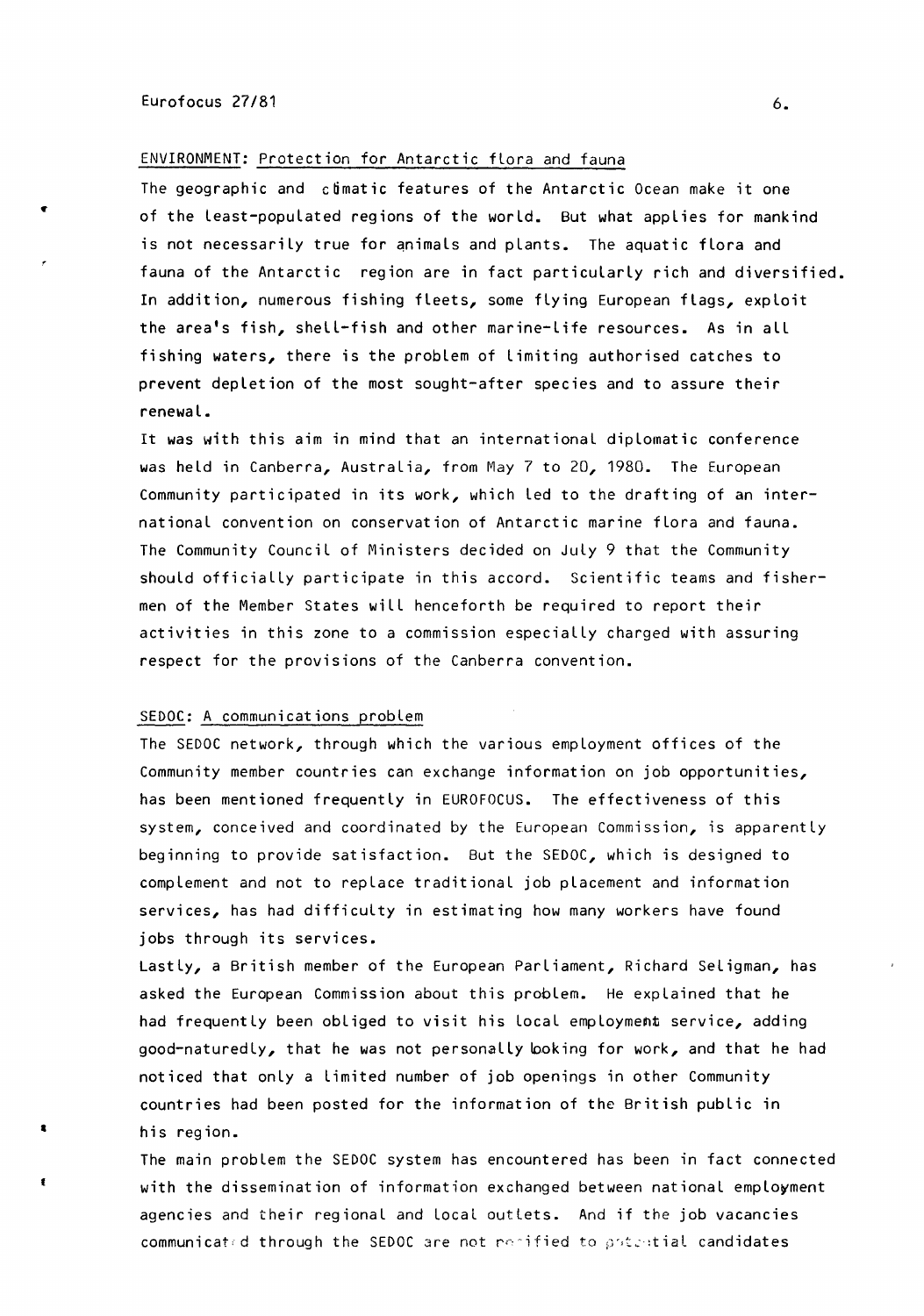## ENVIRONMENT: Protection for Antarctic flora and fauna

The geographic and climatic features of the Antarctic Ocean make it one of the least-populated regions of the world. But what applies for mankind is not necessarily true for animals and plants. The aquatic flora and fauna of the Antarctic region are in fact particularly rich and diversified. In addition, numerous fishing fleets, some flying European flags, exploit the area's fish, shell-fish and other marine-life resources. As in all fishing waters, there is the problem of limiting authorised catches to prevent depletion of the most sought-after species and to assure their renewal.

It was with this aim in mind that an international diplomatic conference was held in Canberra, Australia, from May 7 to 20, 1980. The European Community participated in its work, which led to the drafting of an international convention on conservation of Antarctic marine flora and fauna. The Community Council of Ministers decided on July 9 that the Community should officially participate in this accord. Scientific teams and fishermen of the Member States will henceforth be required to report their activities in this zone to a commission especially charged with assuring respect for the provisions of the Canberra convention.

## SEDOC: A communications problem

The SEDOC network, through which the various employment offices of the Community member countries can exchange information on job opportunities, has been mentioned frequently in EUROFOCUS. The effectiveness of this system, conceived and coordinated by the European Commission, is apparently beginning to provide satisfaction. But the SEDOC, which is designed to complement and not to replace traditional job placement and information services, has had difficulty in estimating how many workers have found jobs through its services.

Lastly, a British member of the European Parliament, Richard Seligman, has asked the European Commission about this problem. He explained that he had frequently been obliged to visit his local employment service, adding good-naturedly, that he was not personally looking for work, and that he had noticed that only a limited number of job openings in other Community countries had been posted for the information of the British public in his region.

The main problem the SEDOC system has encountered has been in fact connected with the dissemination of information exchanged between national employment agencies and their regional and local outlets. And if the job vacancies communicated through the SEDOC are not notified to potential candidates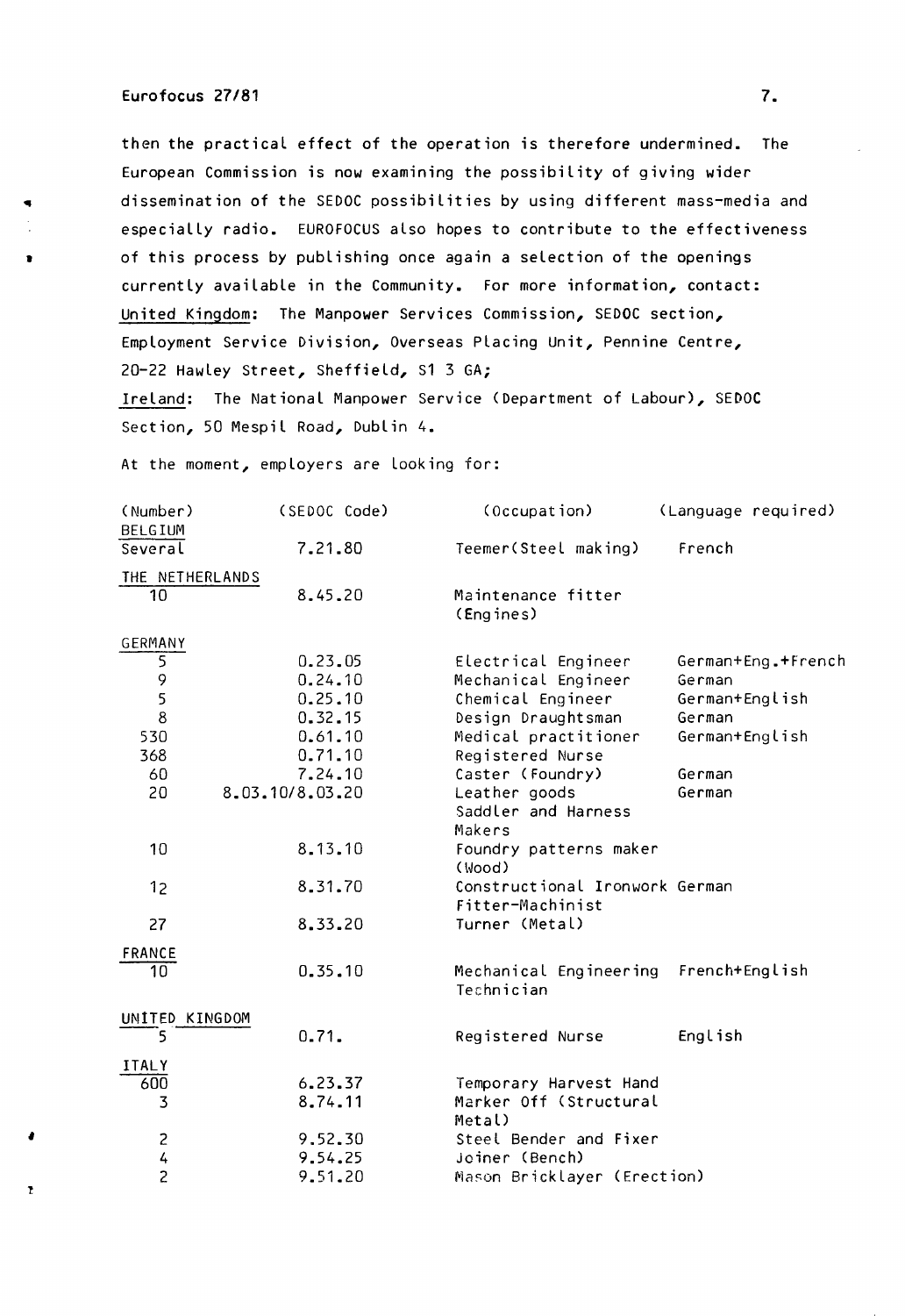then the practical effect of the operation is therefore undermined. The European Commission is now examining the possibility of giving wider dissemination of the SEDOC possibilities by using different mass-media and especially radio. EUROFOCUS also hopes to contribute to the effectiveness of this process by publishing once again a selection of the openings currently available in the Community. For more information, contact: United Kingdom: The Manpower Services Commission, SEDOC section, Employment Service Division, Overseas Placing Unit, Pennine Centre, 20-22 Hawley Street, Sheffield, S1 3 GA;
Ireland: The National Manpower Service (Department of Labour), SEDOC Section, 50 Mespil Road, Dublin 4.

At the moment, employers are looking for:

| (Number) | (SEDOC Code) | (Occupation) | (Language required) |
|---|---|---|---|
| BELGIUM | | | |
| Several | 7.21.80 | Teemer(Steel making) | French |
| THE NETHERLANDS | | | |
| 10 | 8.45.20 | Maintenance fitter (Engines) | |
| GERMANY | | | |
| 5 | 0.23.05 | Electrical Engineer | German+Eng.+French |
| 9 | 0.24.10 | Mechanical Engineer | German |
| 5 | 0.25.10 | Chemical Engineer | German+English |
| 8 | 0.32.15 | Design Draughtsman | German |
| 530 | 0.61.10 | Medical practitioner | German+English |
| 368 | 0.71.10 | Registered Nurse | |
| 60 | 7.24.10 | Caster (Foundry) | German |
| 20 | 8.03.10/8.03.20 | Leather goods Saddler and Harness Makers | German |
| 10 | 8.13.10 | Foundry patterns maker (Wood) | |
| 12 | 8.31.70 | Constructional Ironwork Fitter-Machinist | German |
| 27 | 8.33.20 | Turner (Metal) | |
| FRANCE | | | |
| 10 | 0.35.10 | Mechanical Engineering Technician | French+English |
| UNITED KINGDOM | | | |
| 5 | 0.71. | Registered Nurse | English |
| ITALY | | | |
| 600 | 6.23.37 | Temporary Harvest Hand | |
| 3 | 8.74.11 | Marker Off (Structural Metal) | |
| 2 | 9.52.30 | Steel Bender and Fixer | |
| 4 | 9.54.25 | Joiner (Bench) | |
| 2 | 9.51.20 | Mason Bricklayer (Erection) | |